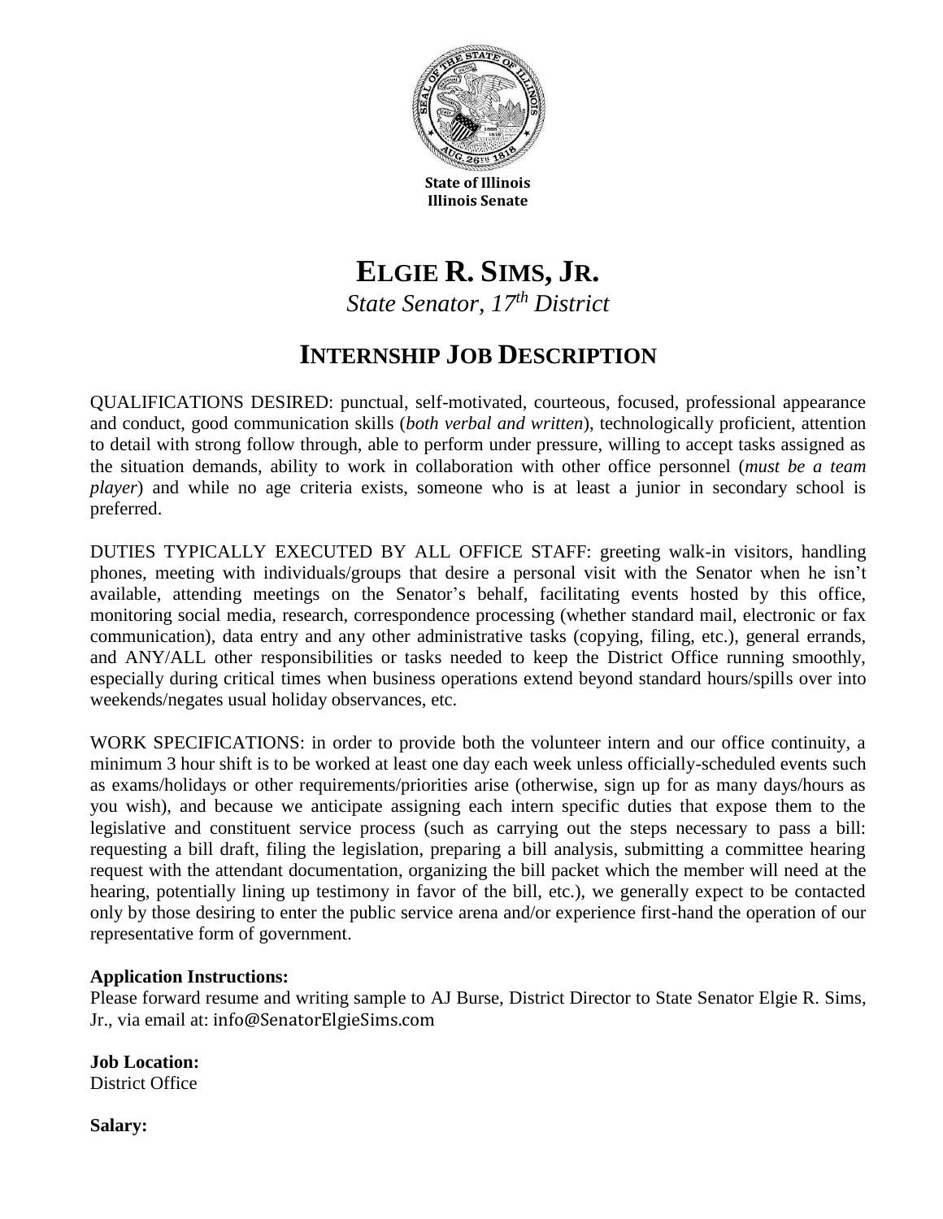State of Illinois
Illinois Senate

# ELGIE R. SIMS, JR.

*State Senator, 17th District*

## INTERNSHIP JOB DESCRIPTION

QUALIFICATIONS DESIRED: punctual, self-motivated, courteous, focused, professional appearance and conduct, good communication skills (*both verbal and written*), technologically proficient, attention to detail with strong follow through, able to perform under pressure, willing to accept tasks assigned as the situation demands, ability to work in collaboration with other office personnel (*must be a team player*) and while no age criteria exists, someone who is at least a junior in secondary school is preferred.

DUTIES TYPICALLY EXECUTED BY ALL OFFICE STAFF: greeting walk-in visitors, handling phones, meeting with individuals/groups that desire a personal visit with the Senator when he isn't available, attending meetings on the Senator's behalf, facilitating events hosted by this office, monitoring social media, research, correspondence processing (whether standard mail, electronic or fax communication), data entry and any other administrative tasks (copying, filing, etc.), general errands, and ANY/ALL other responsibilities or tasks needed to keep the District Office running smoothly, especially during critical times when business operations extend beyond standard hours/spills over into weekends/negates usual holiday observances, etc.

WORK SPECIFICATIONS: in order to provide both the volunteer intern and our office continuity, a minimum 3 hour shift is to be worked at least one day each week unless officially-scheduled events such as exams/holidays or other requirements/priorities arise (otherwise, sign up for as many days/hours as you wish), and because we anticipate assigning each intern specific duties that expose them to the legislative and constituent service process (such as carrying out the steps necessary to pass a bill: requesting a bill draft, filing the legislation, preparing a bill analysis, submitting a committee hearing request with the attendant documentation, organizing the bill packet which the member will need at the hearing, potentially lining up testimony in favor of the bill, etc.), we generally expect to be contacted only by those desiring to enter the public service arena and/or experience first-hand the operation of our representative form of government.

**Application Instructions:**
Please forward resume and writing sample to AJ Burse, District Director to State Senator Elgie R. Sims, Jr., via email at: info@SenatorElgieSims.com

**Job Location:**
District Office

**Salary:**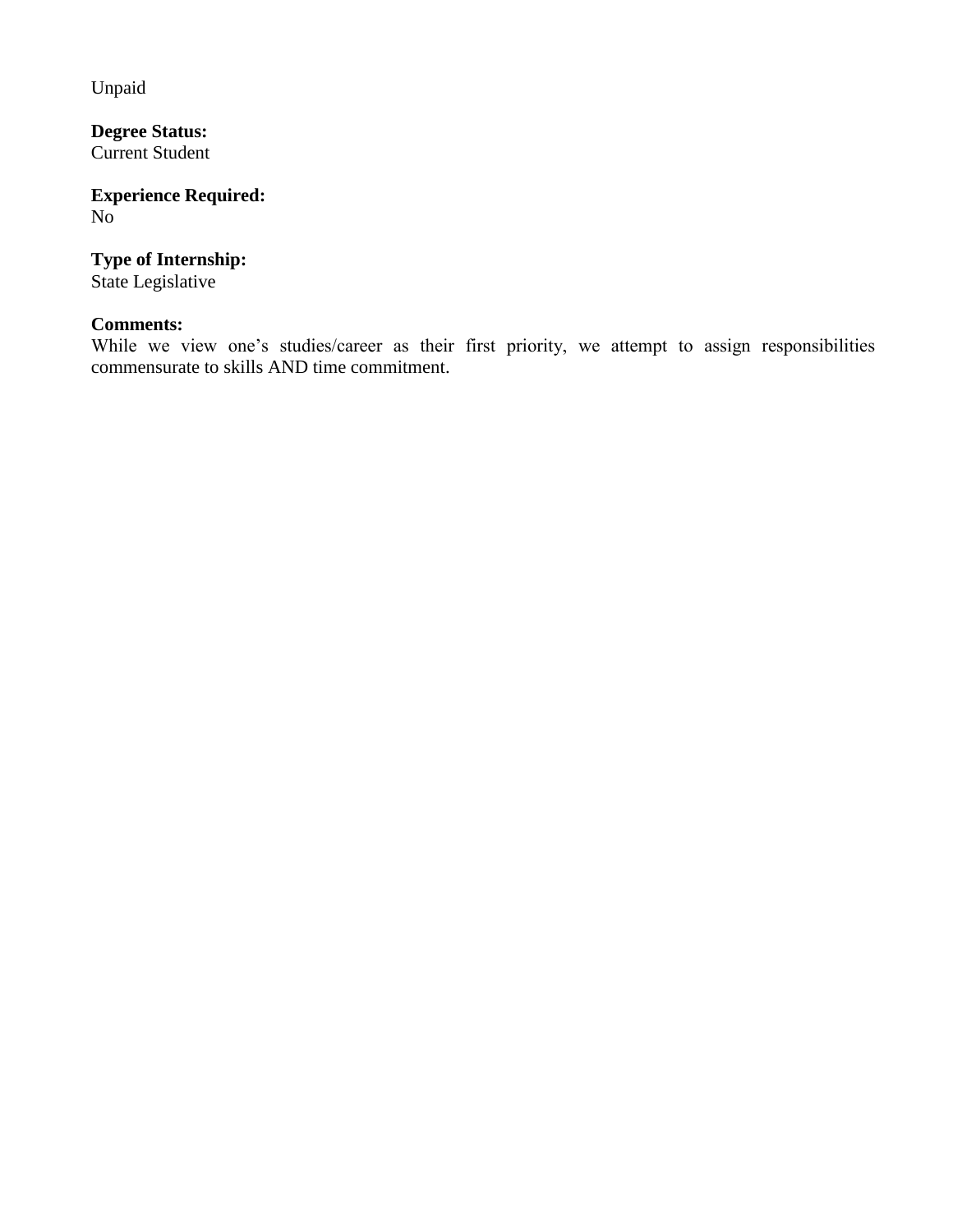Unpaid

**Degree Status:**
Current Student

**Experience Required:**
No

**Type of Internship:**
State Legislative

**Comments:**
While we view one's studies/career as their first priority, we attempt to assign responsibilities commensurate to skills AND time commitment.